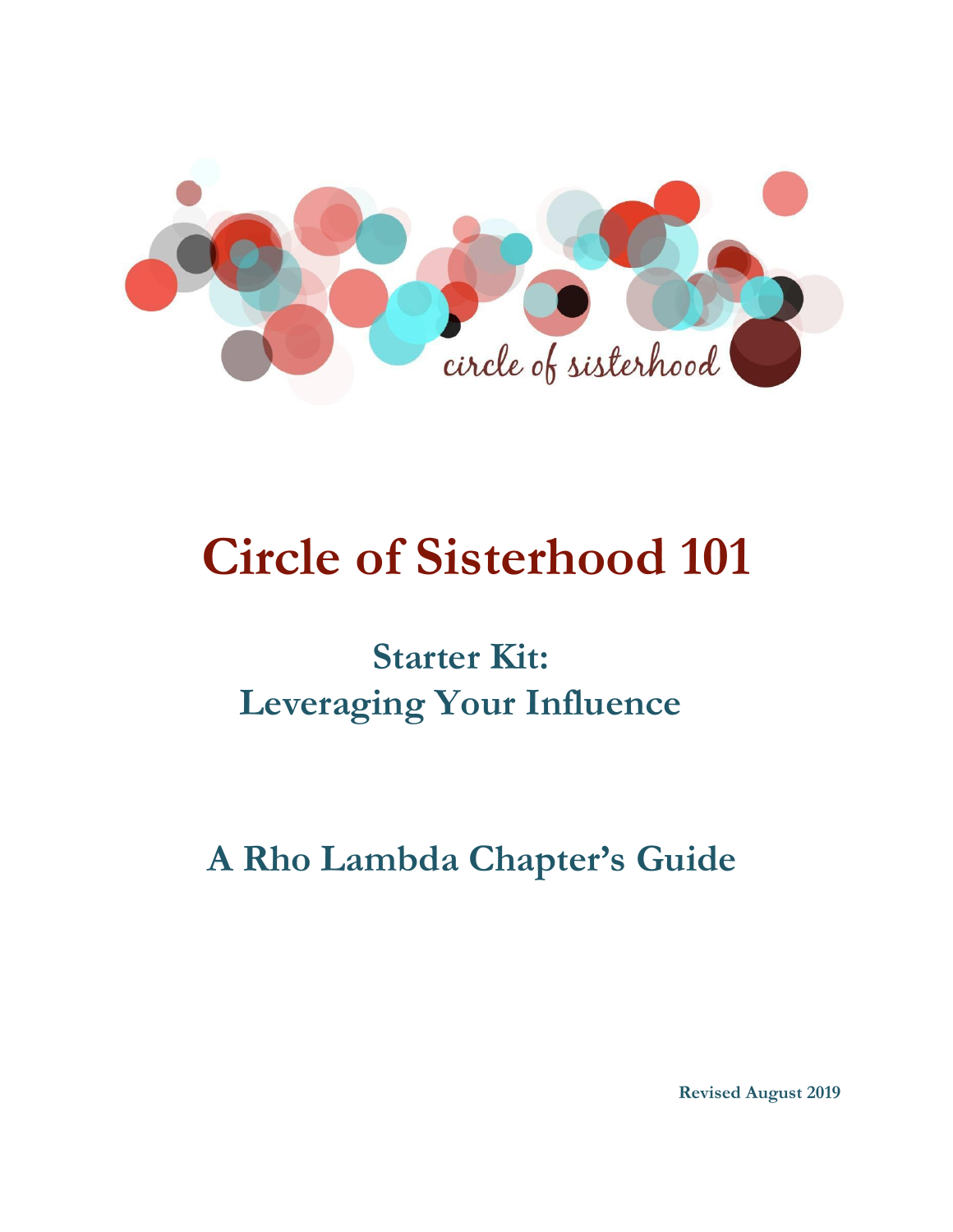circle of sisterhood

# Circle of Sisterhood 101

## Starter Kit: Leveraging Your Influence

## A Rho Lambda Chapter's Guide

**Revised August 2019**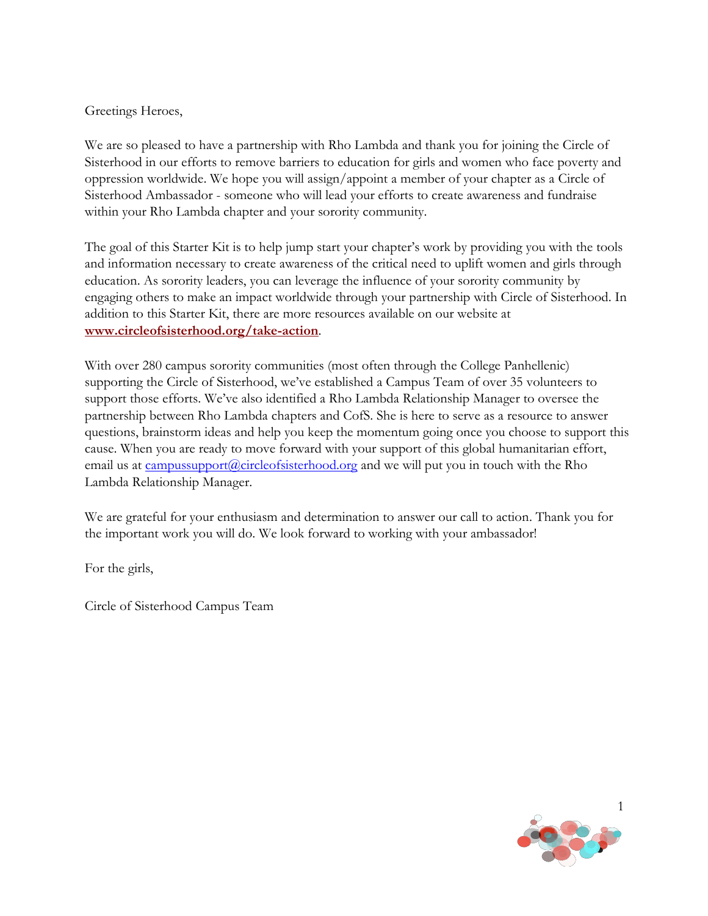Greetings Heroes,

We are so pleased to have a partnership with Rho Lambda and thank you for joining the Circle of Sisterhood in our efforts to remove barriers to education for girls and women who face poverty and oppression worldwide. We hope you will assign/appoint a member of your chapter as a Circle of Sisterhood Ambassador - someone who will lead your efforts to create awareness and fundraise within your Rho Lambda chapter and your sorority community.

The goal of this Starter Kit is to help jump start your chapter's work by providing you with the tools and information necessary to create awareness of the critical need to uplift women and girls through education. As sorority leaders, you can leverage the influence of your sorority community by engaging others to make an impact worldwide through your partnership with Circle of Sisterhood. In addition to this Starter Kit, there are more resources available on our website at **www.circleofsisterhood.org/take-action**.

With over 280 campus sorority communities (most often through the College Panhellenic) supporting the Circle of Sisterhood, we've established a Campus Team of over 35 volunteers to support those efforts. We've also identified a Rho Lambda Relationship Manager to oversee the partnership between Rho Lambda chapters and CofS. She is here to serve as a resource to answer questions, brainstorm ideas and help you keep the momentum going once you choose to support this cause. When you are ready to move forward with your support of this global humanitarian effort, email us at campussupport@circleofsisterhood.org and we will put you in touch with the Rho Lambda Relationship Manager.

We are grateful for your enthusiasm and determination to answer our call to action. Thank you for the important work you will do. We look forward to working with your ambassador!

For the girls,

Circle of Sisterhood Campus Team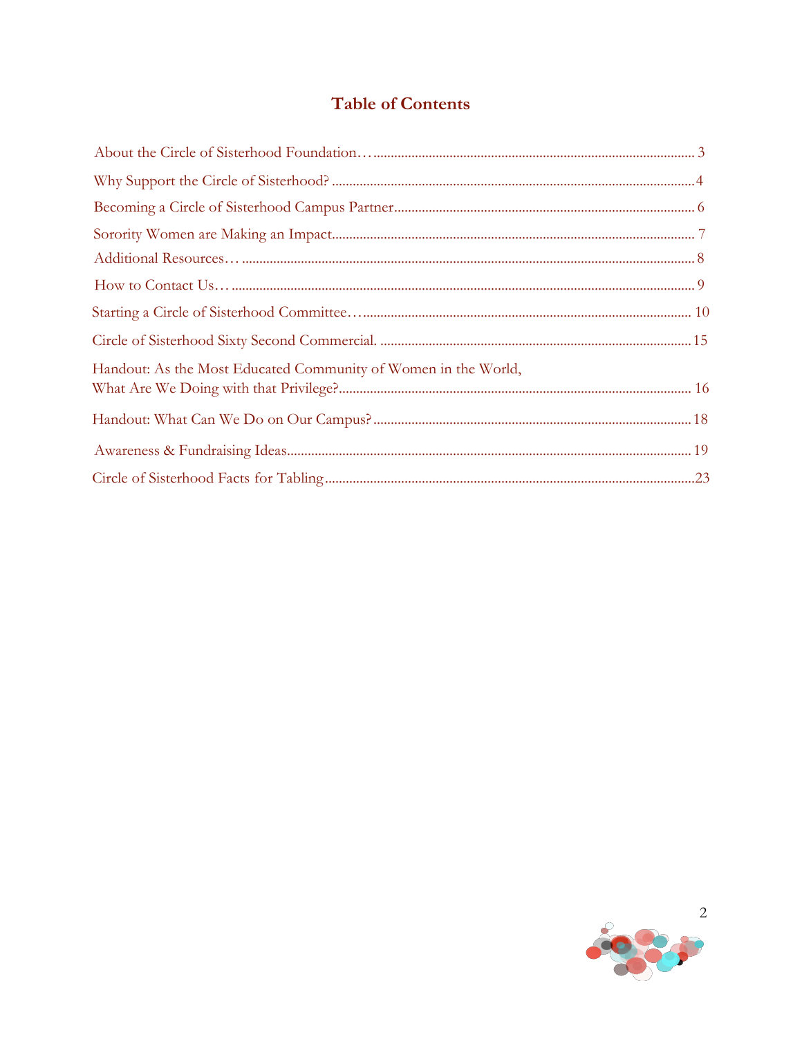# Table of Contents

About the Circle of Sisterhood Foundation… .......... 3

Why Support the Circle of Sisterhood? .......... 4

Becoming a Circle of Sisterhood Campus Partner .......... 6

Sorority Women are Making an Impact .......... 7

Additional Resources… .......... 8

How to Contact Us… .......... 9

Starting a Circle of Sisterhood Committee… .......... 10

Circle of Sisterhood Sixty Second Commercial. .......... 15

Handout: As the Most Educated Community of Women in the World, What Are We Doing with that Privilege? .......... 16

Handout: What Can We Do on Our Campus? .......... 18

Awareness & Fundraising Ideas .......... 19

Circle of Sisterhood Facts for Tabling .......... 23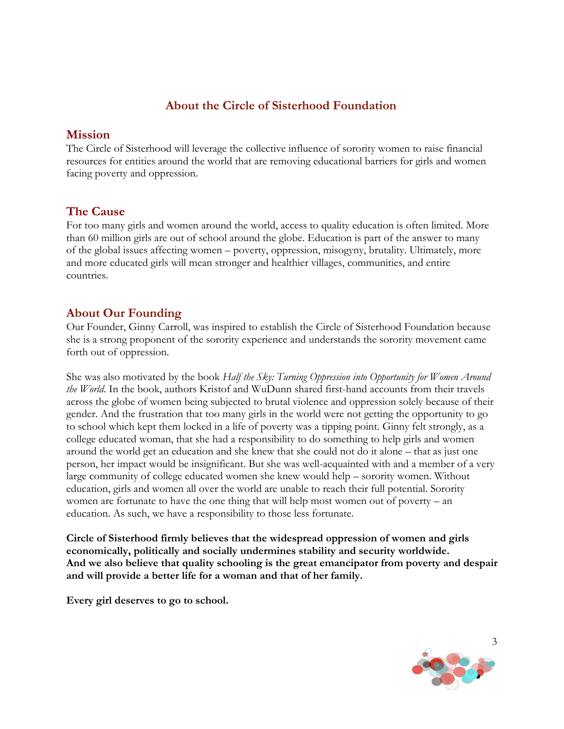# About the Circle of Sisterhood Foundation

## Mission

The Circle of Sisterhood will leverage the collective influence of sorority women to raise financial resources for entities around the world that are removing educational barriers for girls and women facing poverty and oppression.

## The Cause

For too many girls and women around the world, access to quality education is often limited. More than 60 million girls are out of school around the globe. Education is part of the answer to many of the global issues affecting women – poverty, oppression, misogyny, brutality. Ultimately, more and more educated girls will mean stronger and healthier villages, communities, and entire countries.

## About Our Founding

Our Founder, Ginny Carroll, was inspired to establish the Circle of Sisterhood Foundation because she is a strong proponent of the sorority experience and understands the sorority movement came forth out of oppression.

She was also motivated by the book *Half the Sky: Turning Oppression into Opportunity for Women Around the World*. In the book, authors Kristof and WuDunn shared first-hand accounts from their travels across the globe of women being subjected to brutal violence and oppression solely because of their gender. And the frustration that too many girls in the world were not getting the opportunity to go to school which kept them locked in a life of poverty was a tipping point. Ginny felt strongly, as a college educated woman, that she had a responsibility to do something to help girls and women around the world get an education and she knew that she could not do it alone – that as just one person, her impact would be insignificant. But she was well-acquainted with and a member of a very large community of college educated women she knew would help – sorority women. Without education, girls and women all over the world are unable to reach their full potential. Sorority women are fortunate to have the one thing that will help most women out of poverty – an education. As such, we have a responsibility to those less fortunate.

**Circle of Sisterhood firmly believes that the widespread oppression of women and girls economically, politically and socially undermines stability and security worldwide. And we also believe that quality schooling is the great emancipator from poverty and despair and will provide a better life for a woman and that of her family.**

**Every girl deserves to go to school.**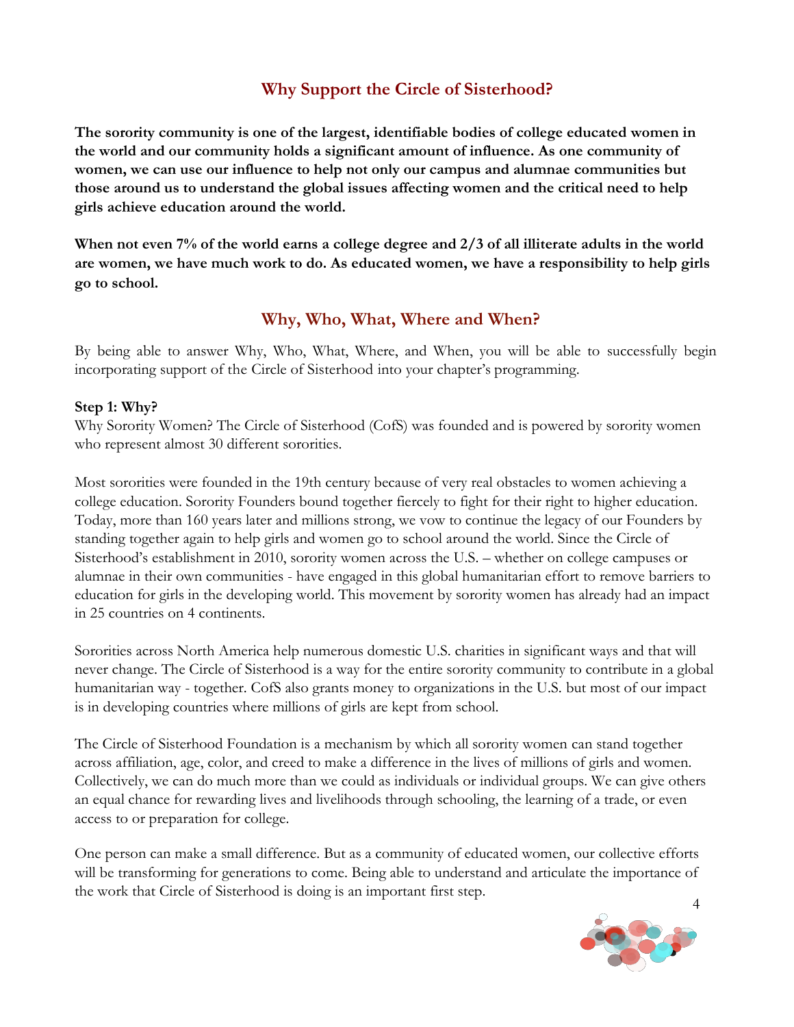## Why Support the Circle of Sisterhood?

**The sorority community is one of the largest, identifiable bodies of college educated women in the world and our community holds a significant amount of influence. As one community of women, we can use our influence to help not only our campus and alumnae communities but those around us to understand the global issues affecting women and the critical need to help girls achieve education around the world.**

**When not even 7% of the world earns a college degree and 2/3 of all illiterate adults in the world are women, we have much work to do. As educated women, we have a responsibility to help girls go to school.**

## Why, Who, What, Where and When?

By being able to answer Why, Who, What, Where, and When, you will be able to successfully begin incorporating support of the Circle of Sisterhood into your chapter's programming.

**Step 1: Why?**
Why Sorority Women? The Circle of Sisterhood (CofS) was founded and is powered by sorority women who represent almost 30 different sororities.

Most sororities were founded in the 19th century because of very real obstacles to women achieving a college education. Sorority Founders bound together fiercely to fight for their right to higher education. Today, more than 160 years later and millions strong, we vow to continue the legacy of our Founders by standing together again to help girls and women go to school around the world. Since the Circle of Sisterhood's establishment in 2010, sorority women across the U.S. – whether on college campuses or alumnae in their own communities - have engaged in this global humanitarian effort to remove barriers to education for girls in the developing world. This movement by sorority women has already had an impact in 25 countries on 4 continents.

Sororities across North America help numerous domestic U.S. charities in significant ways and that will never change. The Circle of Sisterhood is a way for the entire sorority community to contribute in a global humanitarian way - together. CofS also grants money to organizations in the U.S. but most of our impact is in developing countries where millions of girls are kept from school.

The Circle of Sisterhood Foundation is a mechanism by which all sorority women can stand together across affiliation, age, color, and creed to make a difference in the lives of millions of girls and women. Collectively, we can do much more than we could as individuals or individual groups. We can give others an equal chance for rewarding lives and livelihoods through schooling, the learning of a trade, or even access to or preparation for college.

One person can make a small difference. But as a community of educated women, our collective efforts will be transforming for generations to come. Being able to understand and articulate the importance of the work that Circle of Sisterhood is doing is an important first step.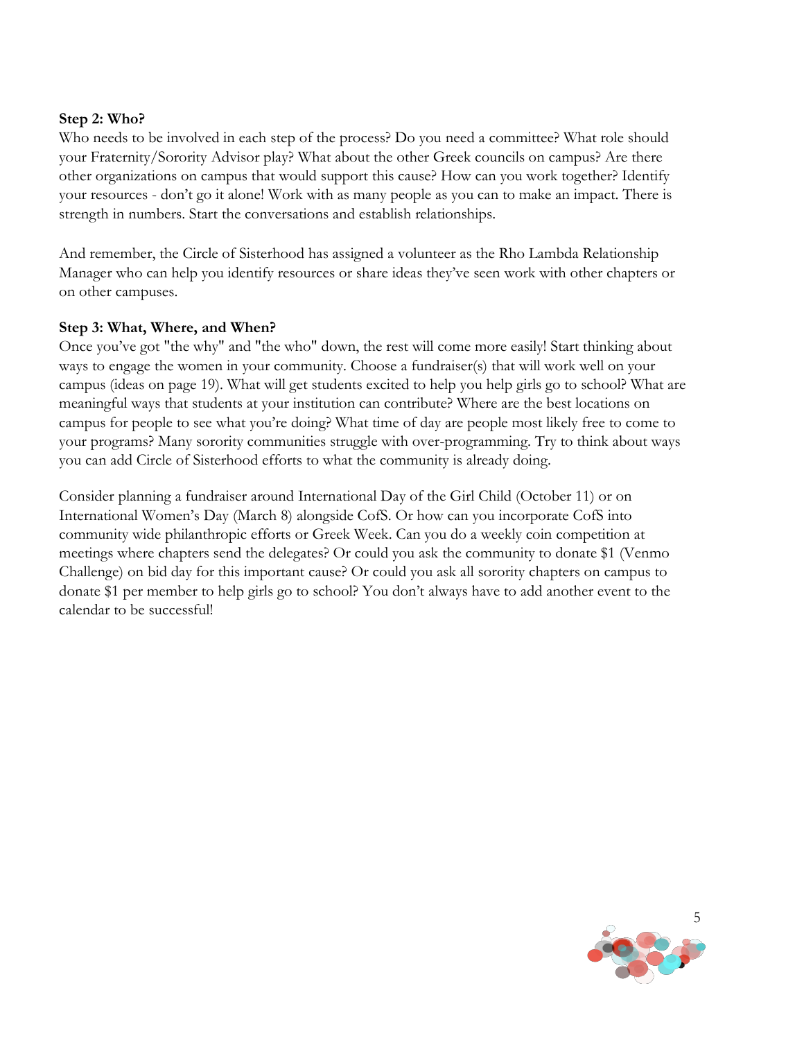**Step 2: Who?**

Who needs to be involved in each step of the process? Do you need a committee? What role should your Fraternity/Sorority Advisor play? What about the other Greek councils on campus? Are there other organizations on campus that would support this cause? How can you work together? Identify your resources - don't go it alone! Work with as many people as you can to make an impact. There is strength in numbers. Start the conversations and establish relationships.

And remember, the Circle of Sisterhood has assigned a volunteer as the Rho Lambda Relationship Manager who can help you identify resources or share ideas they've seen work with other chapters or on other campuses.

**Step 3: What, Where, and When?**

Once you've got "the why" and "the who" down, the rest will come more easily! Start thinking about ways to engage the women in your community. Choose a fundraiser(s) that will work well on your campus (ideas on page 19). What will get students excited to help you help girls go to school? What are meaningful ways that students at your institution can contribute? Where are the best locations on campus for people to see what you're doing? What time of day are people most likely free to come to your programs? Many sorority communities struggle with over-programming. Try to think about ways you can add Circle of Sisterhood efforts to what the community is already doing.

Consider planning a fundraiser around International Day of the Girl Child (October 11) or on International Women's Day (March 8) alongside CofS. Or how can you incorporate CofS into community wide philanthropic efforts or Greek Week. Can you do a weekly coin competition at meetings where chapters send the delegates? Or could you ask the community to donate $1 (Venmo Challenge) on bid day for this important cause? Or could you ask all sorority chapters on campus to donate $1 per member to help girls go to school? You don't always have to add another event to the calendar to be successful!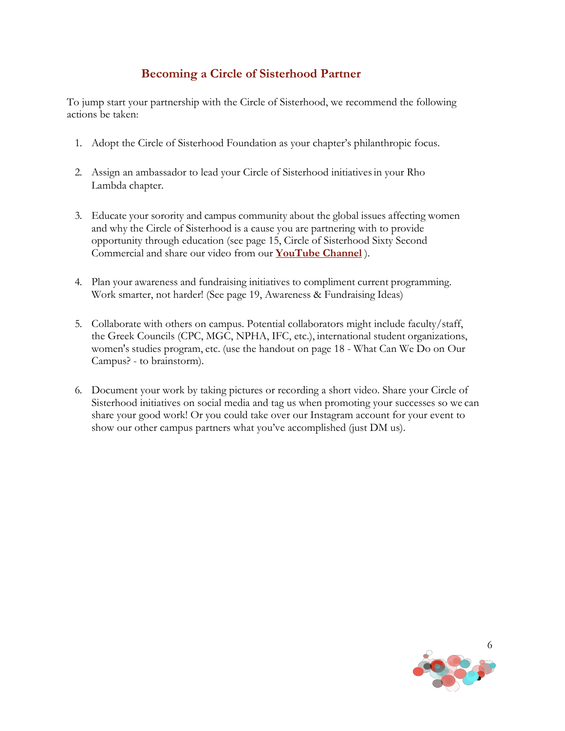## Becoming a Circle of Sisterhood Partner

To jump start your partnership with the Circle of Sisterhood, we recommend the following actions be taken:

1. Adopt the Circle of Sisterhood Foundation as your chapter's philanthropic focus.

2. Assign an ambassador to lead your Circle of Sisterhood initiatives in your Rho Lambda chapter.

3. Educate your sorority and campus community about the global issues affecting women and why the Circle of Sisterhood is a cause you are partnering with to provide opportunity through education (see page 15, Circle of Sisterhood Sixty Second Commercial and share our video from our **YouTube Channel** ).

4. Plan your awareness and fundraising initiatives to compliment current programming. Work smarter, not harder! (See page 19, Awareness & Fundraising Ideas)

5. Collaborate with others on campus. Potential collaborators might include faculty/staff, the Greek Councils (CPC, MGC, NPHA, IFC, etc.), international student organizations, women's studies program, etc. (use the handout on page 18 - What Can We Do on Our Campus? - to brainstorm).

6. Document your work by taking pictures or recording a short video. Share your Circle of Sisterhood initiatives on social media and tag us when promoting your successes so we can share your good work! Or you could take over our Instagram account for your event to show our other campus partners what you've accomplished (just DM us).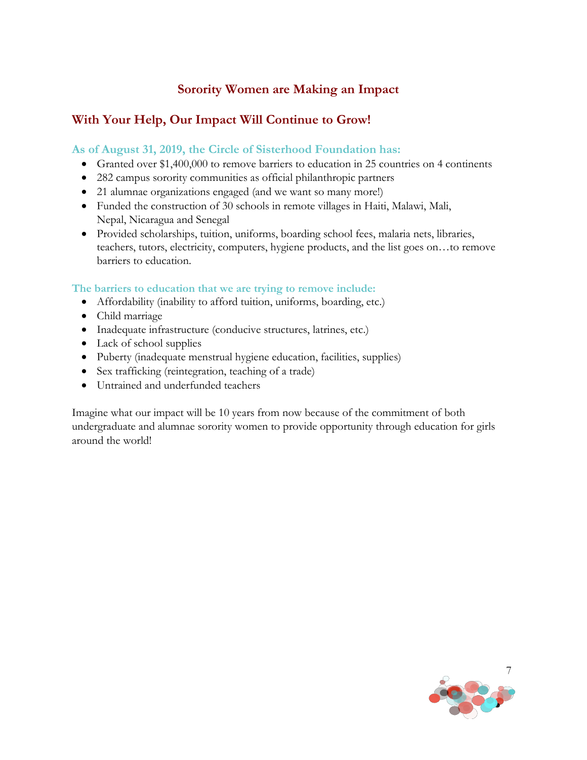## Sorority Women are Making an Impact

## With Your Help, Our Impact Will Continue to Grow!

### As of August 31, 2019, the Circle of Sisterhood Foundation has:

- Granted over $1,400,000 to remove barriers to education in 25 countries on 4 continents
- 282 campus sorority communities as official philanthropic partners
- 21 alumnae organizations engaged (and we want so many more!)
- Funded the construction of 30 schools in remote villages in Haiti, Malawi, Mali, Nepal, Nicaragua and Senegal
- Provided scholarships, tuition, uniforms, boarding school fees, malaria nets, libraries, teachers, tutors, electricity, computers, hygiene products, and the list goes on…to remove barriers to education.

### The barriers to education that we are trying to remove include:

- Affordability (inability to afford tuition, uniforms, boarding, etc.)
- Child marriage
- Inadequate infrastructure (conducive structures, latrines, etc.)
- Lack of school supplies
- Puberty (inadequate menstrual hygiene education, facilities, supplies)
- Sex trafficking (reintegration, teaching of a trade)
- Untrained and underfunded teachers

Imagine what our impact will be 10 years from now because of the commitment of both undergraduate and alumnae sorority women to provide opportunity through education for girls around the world!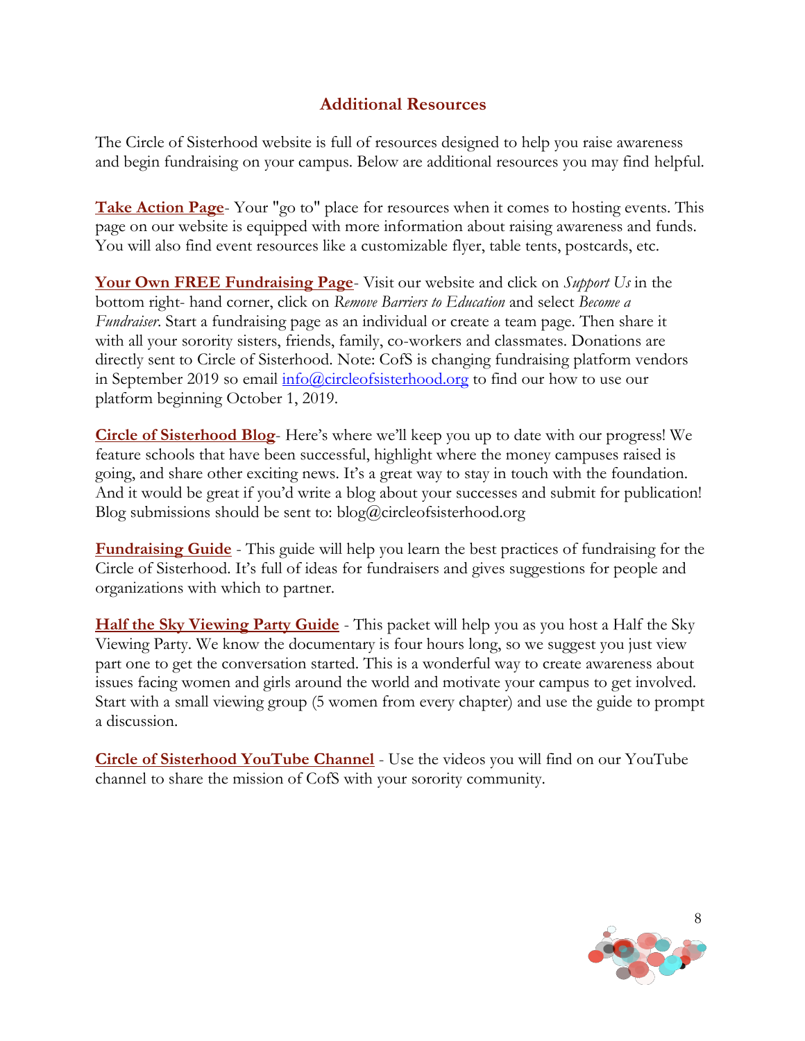## Additional Resources

The Circle of Sisterhood website is full of resources designed to help you raise awareness and begin fundraising on your campus. Below are additional resources you may find helpful.

**Take Action Page**- Your "go to" place for resources when it comes to hosting events. This page on our website is equipped with more information about raising awareness and funds. You will also find event resources like a customizable flyer, table tents, postcards, etc.

**Your Own FREE Fundraising Page**- Visit our website and click on *Support Us* in the bottom right- hand corner, click on *Remove Barriers to Education* and select *Become a Fundraiser*. Start a fundraising page as an individual or create a team page. Then share it with all your sorority sisters, friends, family, co-workers and classmates. Donations are directly sent to Circle of Sisterhood. Note: CofS is changing fundraising platform vendors in September 2019 so email info@circleofsisterhood.org to find our how to use our platform beginning October 1, 2019.

**Circle of Sisterhood Blog**- Here's where we'll keep you up to date with our progress! We feature schools that have been successful, highlight where the money campuses raised is going, and share other exciting news. It's a great way to stay in touch with the foundation. And it would be great if you'd write a blog about your successes and submit for publication! Blog submissions should be sent to: blog@circleofsisterhood.org

**Fundraising Guide** - This guide will help you learn the best practices of fundraising for the Circle of Sisterhood. It's full of ideas for fundraisers and gives suggestions for people and organizations with which to partner.

**Half the Sky Viewing Party Guide** - This packet will help you as you host a Half the Sky Viewing Party. We know the documentary is four hours long, so we suggest you just view part one to get the conversation started. This is a wonderful way to create awareness about issues facing women and girls around the world and motivate your campus to get involved. Start with a small viewing group (5 women from every chapter) and use the guide to prompt a discussion.

**Circle of Sisterhood YouTube Channel** - Use the videos you will find on our YouTube channel to share the mission of CofS with your sorority community.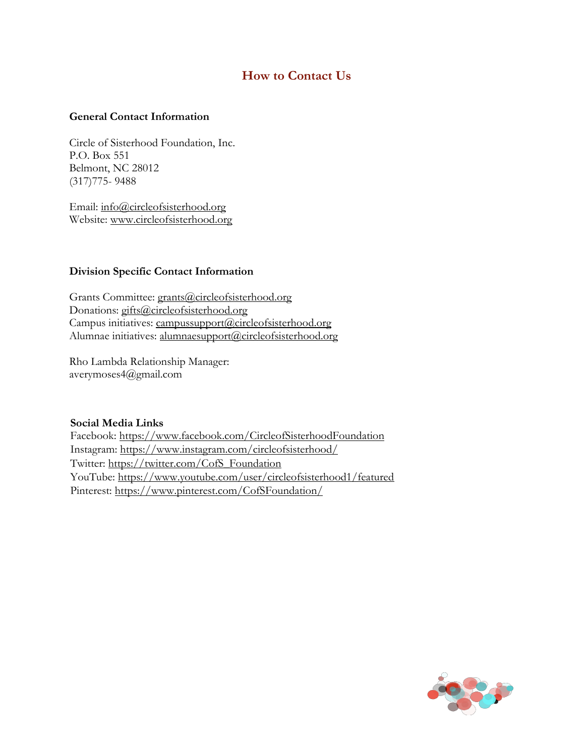## How to Contact Us

**General Contact Information**

Circle of Sisterhood Foundation, Inc.
P.O. Box 551
Belmont, NC 28012
(317)775- 9488

Email: info@circleofsisterhood.org
Website: www.circleofsisterhood.org

**Division Specific Contact Information**

Grants Committee: grants@circleofsisterhood.org
Donations: gifts@circleofsisterhood.org
Campus initiatives: campussupport@circleofsisterhood.org
Alumnae initiatives: alumnaesupport@circleofsisterhood.org

Rho Lambda Relationship Manager:
averymoses4@gmail.com

**Social Media Links**

Facebook: https://www.facebook.com/CircleofSisterhoodFoundation
Instagram: https://www.instagram.com/circleofsisterhood/
Twitter: https://twitter.com/CofS_Foundation
YouTube: https://www.youtube.com/user/circleofsisterhood1/featured
Pinterest: https://www.pinterest.com/CofSFoundation/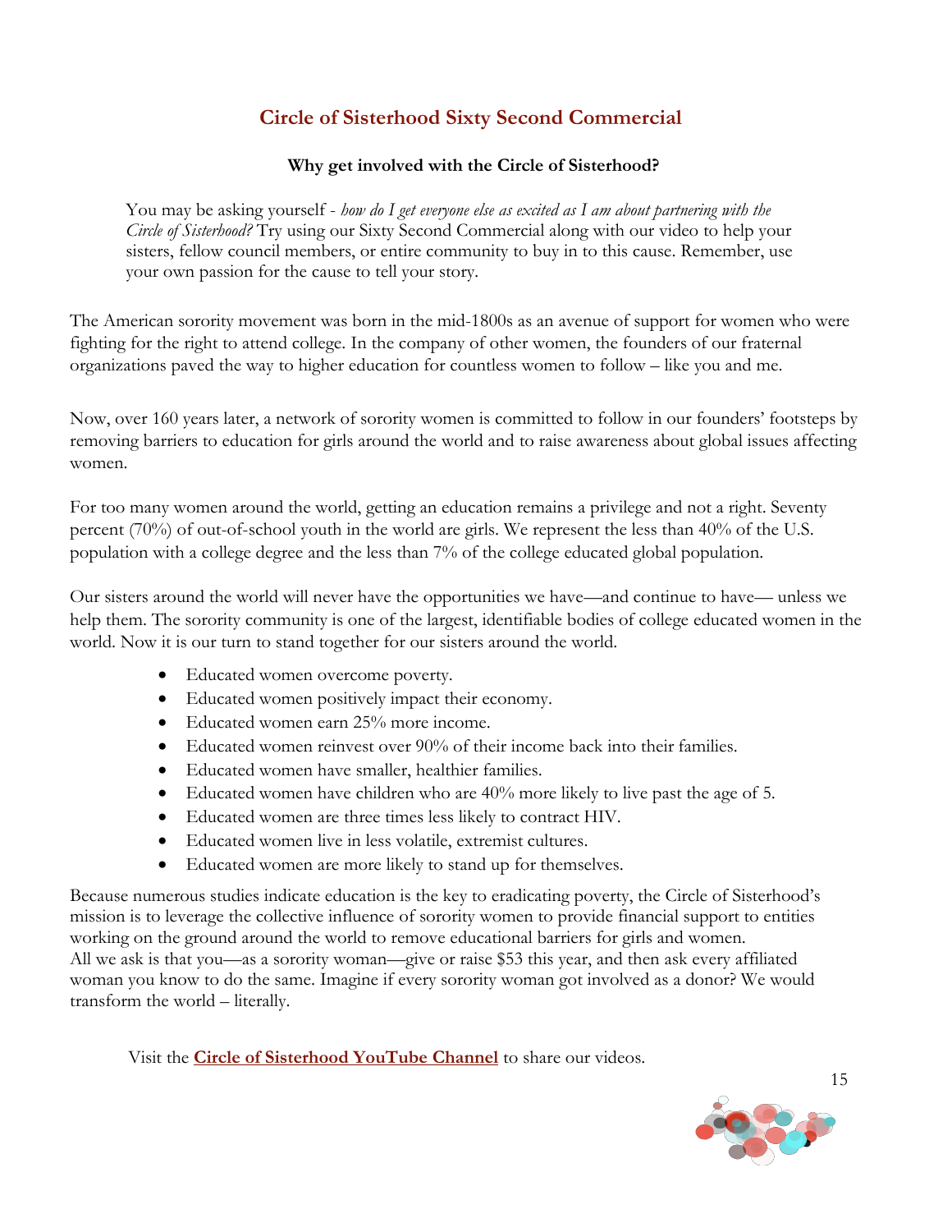## Circle of Sisterhood Sixty Second Commercial

**Why get involved with the Circle of Sisterhood?**

You may be asking yourself - *how do I get everyone else as excited as I am about partnering with the Circle of Sisterhood?* Try using our Sixty Second Commercial along with our video to help your sisters, fellow council members, or entire community to buy in to this cause. Remember, use your own passion for the cause to tell your story.

The American sorority movement was born in the mid-1800s as an avenue of support for women who were fighting for the right to attend college. In the company of other women, the founders of our fraternal organizations paved the way to higher education for countless women to follow – like you and me.

Now, over 160 years later, a network of sorority women is committed to follow in our founders' footsteps by removing barriers to education for girls around the world and to raise awareness about global issues affecting women.

For too many women around the world, getting an education remains a privilege and not a right. Seventy percent (70%) of out-of-school youth in the world are girls. We represent the less than 40% of the U.S. population with a college degree and the less than 7% of the college educated global population.

Our sisters around the world will never have the opportunities we have—and continue to have— unless we help them. The sorority community is one of the largest, identifiable bodies of college educated women in the world. Now it is our turn to stand together for our sisters around the world.

- Educated women overcome poverty.
- Educated women positively impact their economy.
- Educated women earn 25% more income.
- Educated women reinvest over 90% of their income back into their families.
- Educated women have smaller, healthier families.
- Educated women have children who are 40% more likely to live past the age of 5.
- Educated women are three times less likely to contract HIV.
- Educated women live in less volatile, extremist cultures.
- Educated women are more likely to stand up for themselves.

Because numerous studies indicate education is the key to eradicating poverty, the Circle of Sisterhood's mission is to leverage the collective influence of sorority women to provide financial support to entities working on the ground around the world to remove educational barriers for girls and women.
All we ask is that you—as a sorority woman—give or raise $53 this year, and then ask every affiliated woman you know to do the same. Imagine if every sorority woman got involved as a donor? We would transform the world – literally.

Visit the **Circle of Sisterhood YouTube Channel** to share our videos.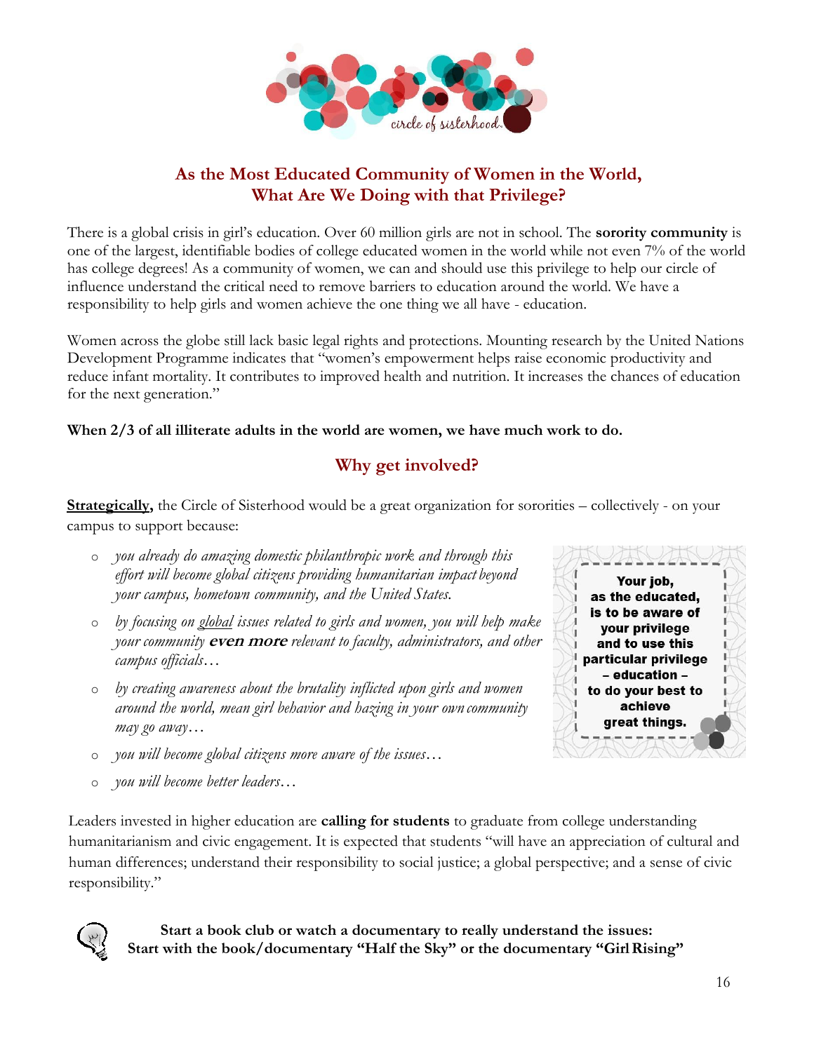circle of sisterhood.

## As the Most Educated Community of Women in the World, What Are We Doing with that Privilege?

There is a global crisis in girl's education. Over 60 million girls are not in school. The **sorority community** is one of the largest, identifiable bodies of college educated women in the world while not even 7% of the world has college degrees! As a community of women, we can and should use this privilege to help our circle of influence understand the critical need to remove barriers to education around the world. We have a responsibility to help girls and women achieve the one thing we all have - education.

Women across the globe still lack basic legal rights and protections. Mounting research by the United Nations Development Programme indicates that "women's empowerment helps raise economic productivity and reduce infant mortality. It contributes to improved health and nutrition. It increases the chances of education for the next generation."

**When 2/3 of all illiterate adults in the world are women, we have much work to do.**

## Why get involved?

**Strategically,** the Circle of Sisterhood would be a great organization for sororities – collectively - on your campus to support because:

- *you already do amazing domestic philanthropic work and through this effort will become global citizens providing humanitarian impact beyond your campus, hometown community, and the United States.*
- *by focusing on global issues related to girls and women, you will help make your community* ***even more*** *relevant to faculty, administrators, and other campus officials…*
- *by creating awareness about the brutality inflicted upon girls and women around the world, mean girl behavior and hazing in your own community may go away…*
- *you will become global citizens more aware of the issues…*
- *you will become better leaders…*

**Your job, as the educated, is to be aware of your privilege and to use this particular privilege – education – to do your best to achieve great things.**

Leaders invested in higher education are **calling for students** to graduate from college understanding humanitarianism and civic engagement. It is expected that students "will have an appreciation of cultural and human differences; understand their responsibility to social justice; a global perspective; and a sense of civic responsibility."

**Start a book club or watch a documentary to really understand the issues: Start with the book/documentary "Half the Sky" or the documentary "Girl Rising"**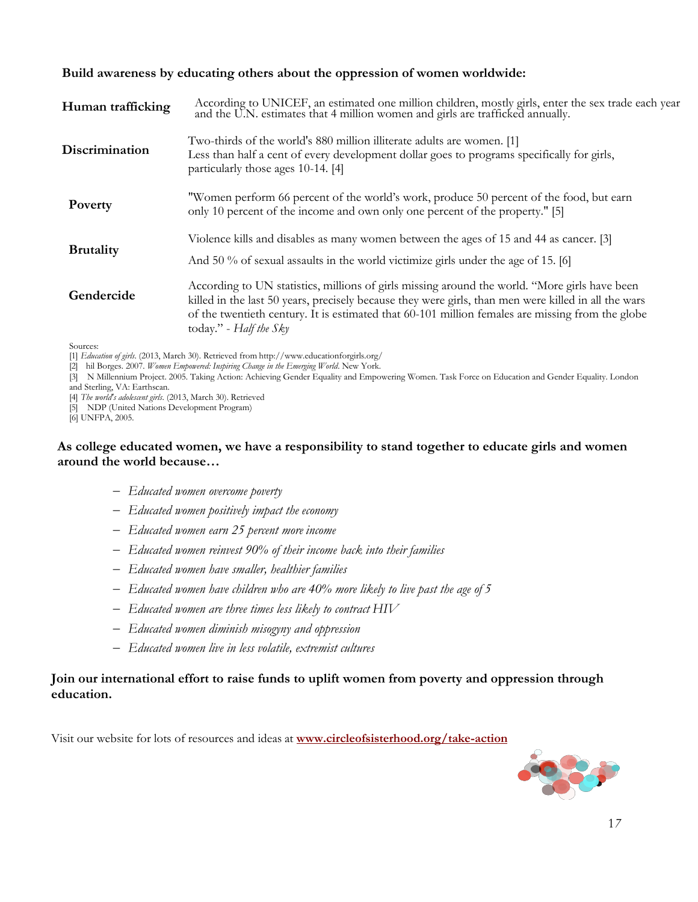**Build awareness by educating others about the oppression of women worldwide:**

| | |
|---|---|
| **Human trafficking** | According to UNICEF, an estimated one million children, mostly girls, enter the sex trade each year and the U.N. estimates that 4 million women and girls are trafficked annually. |
| **Discrimination** | Two-thirds of the world's 880 million illiterate adults are women. [1] Less than half a cent of every development dollar goes to programs specifically for girls, particularly those ages 10-14. [4] |
| **Poverty** | "Women perform 66 percent of the world's work, produce 50 percent of the food, but earn only 10 percent of the income and own only one percent of the property." [5] |
| **Brutality** | Violence kills and disables as many women between the ages of 15 and 44 as cancer. [3] And 50 % of sexual assaults in the world victimize girls under the age of 15. [6] |
| **Gendercide** | According to UN statistics, millions of girls missing around the world. "More girls have been killed in the last 50 years, precisely because they were girls, than men were killed in all the wars of the twentieth century. It is estimated that 60-101 million females are missing from the globe today." - *Half the Sky* |

Sources:
[1] *Education of girls*. (2013, March 30). Retrieved from http://www.educationforgirls.org/
[2] hil Borges. 2007. *Women Empowered: Inspiring Change in the Emerging World*. New York.
[3] N Millennium Project. 2005. Taking Action: Achieving Gender Equality and Empowering Women. Task Force on Education and Gender Equality. London and Sterling, VA: Earthscan.
[4] *The world's adolescent girls*. (2013, March 30). Retrieved
[5] NDP (United Nations Development Program)
[6] UNFPA, 2005.

**As college educated women, we have a responsibility to stand together to educate girls and women around the world because…**

- *Educated women overcome poverty*
- *Educated women positively impact the economy*
- *Educated women earn 25 percent more income*
- *Educated women reinvest 90% of their income back into their families*
- *Educated women have smaller, healthier families*
- *Educated women have children who are 40% more likely to live past the age of 5*
- *Educated women are three times less likely to contract HIV*
- *Educated women diminish misogyny and oppression*
- *Educated women live in less volatile, extremist cultures*

**Join our international effort to raise funds to uplift women from poverty and oppression through education.**

Visit our website for lots of resources and ideas at **www.circleofsisterhood.org/take-action**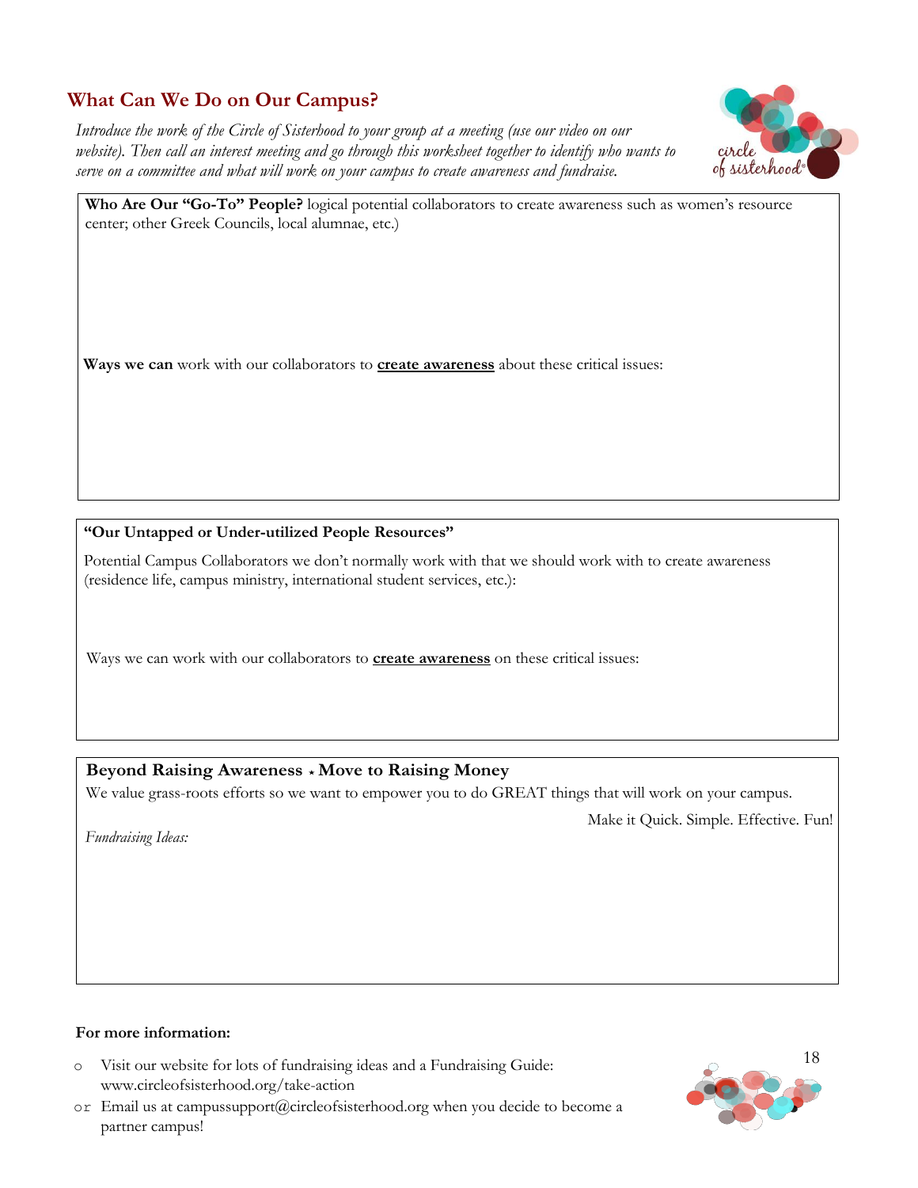## What Can We Do on Our Campus?

*Introduce the work of the Circle of Sisterhood to your group at a meeting (use our video on our website). Then call an interest meeting and go through this worksheet together to identify who wants to serve on a committee and what will work on your campus to create awareness and fundraise.*

**Who Are Our "Go-To" People?** logical potential collaborators to create awareness such as women's resource center; other Greek Councils, local alumnae, etc.)

**Ways we can** work with our collaborators to **create awareness** about these critical issues:

**"Our Untapped or Under-utilized People Resources"**

Potential Campus Collaborators we don't normally work with that we should work with to create awareness (residence life, campus ministry, international student services, etc.):

Ways we can work with our collaborators to **create awareness** on these critical issues:

**Beyond Raising Awareness ⋆ Move to Raising Money**

We value grass-roots efforts so we want to empower you to do GREAT things that will work on your campus.

Make it Quick. Simple. Effective. Fun!

*Fundraising Ideas:*

**For more information:**

- Visit our website for lots of fundraising ideas and a Fundraising Guide: www.circleofsisterhood.org/take-action
- Email us at campussupport@circleofsisterhood.org when you decide to become a partner campus!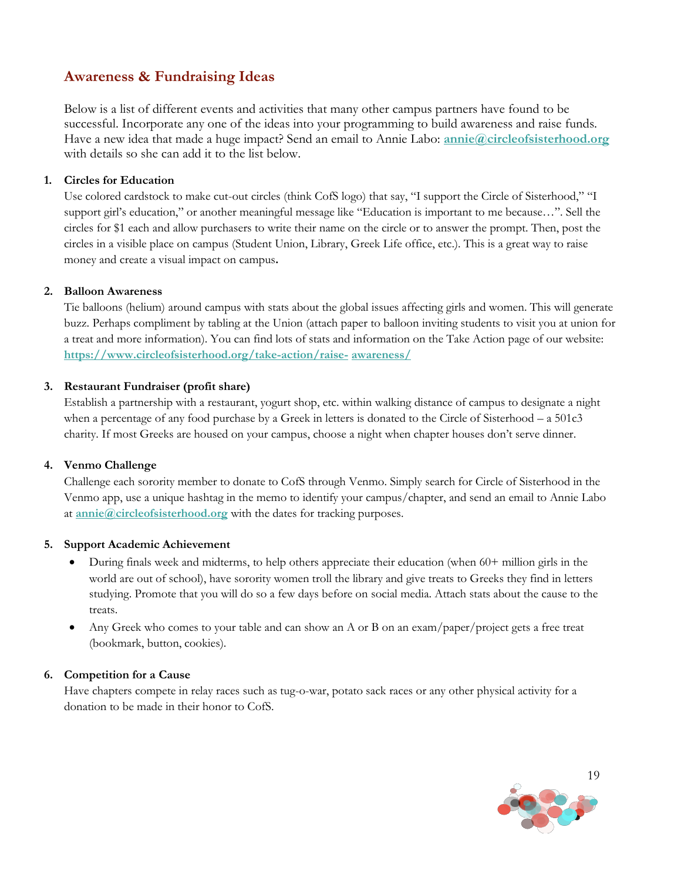## Awareness & Fundraising Ideas

Below is a list of different events and activities that many other campus partners have found to be successful. Incorporate any one of the ideas into your programming to build awareness and raise funds. Have a new idea that made a huge impact? Send an email to Annie Labo: **annie@circleofsisterhood.org** with details so she can add it to the list below.

1. **Circles for Education**
   Use colored cardstock to make cut-out circles (think CofS logo) that say, "I support the Circle of Sisterhood," "I support girl's education," or another meaningful message like "Education is important to me because…". Sell the circles for $1 each and allow purchasers to write their name on the circle or to answer the prompt. Then, post the circles in a visible place on campus (Student Union, Library, Greek Life office, etc.). This is a great way to raise money and create a visual impact on campus**.**

2. **Balloon Awareness**
   Tie balloons (helium) around campus with stats about the global issues affecting girls and women. This will generate buzz. Perhaps compliment by tabling at the Union (attach paper to balloon inviting students to visit you at union for a treat and more information). You can find lots of stats and information on the Take Action page of our website: **https://www.circleofsisterhood.org/take-action/raise- awareness/**

3. **Restaurant Fundraiser (profit share)**
   Establish a partnership with a restaurant, yogurt shop, etc. within walking distance of campus to designate a night when a percentage of any food purchase by a Greek in letters is donated to the Circle of Sisterhood – a 501c3 charity. If most Greeks are housed on your campus, choose a night when chapter houses don't serve dinner.

4. **Venmo Challenge**
   Challenge each sorority member to donate to CofS through Venmo. Simply search for Circle of Sisterhood in the Venmo app, use a unique hashtag in the memo to identify your campus/chapter, and send an email to Annie Labo at **annie@circleofsisterhood.org** with the dates for tracking purposes.

5. **Support Academic Achievement**
   - During finals week and midterms, to help others appreciate their education (when 60+ million girls in the world are out of school), have sorority women troll the library and give treats to Greeks they find in letters studying. Promote that you will do so a few days before on social media. Attach stats about the cause to the treats.
   - Any Greek who comes to your table and can show an A or B on an exam/paper/project gets a free treat (bookmark, button, cookies).

6. **Competition for a Cause**
   Have chapters compete in relay races such as tug-o-war, potato sack races or any other physical activity for a donation to be made in their honor to CofS.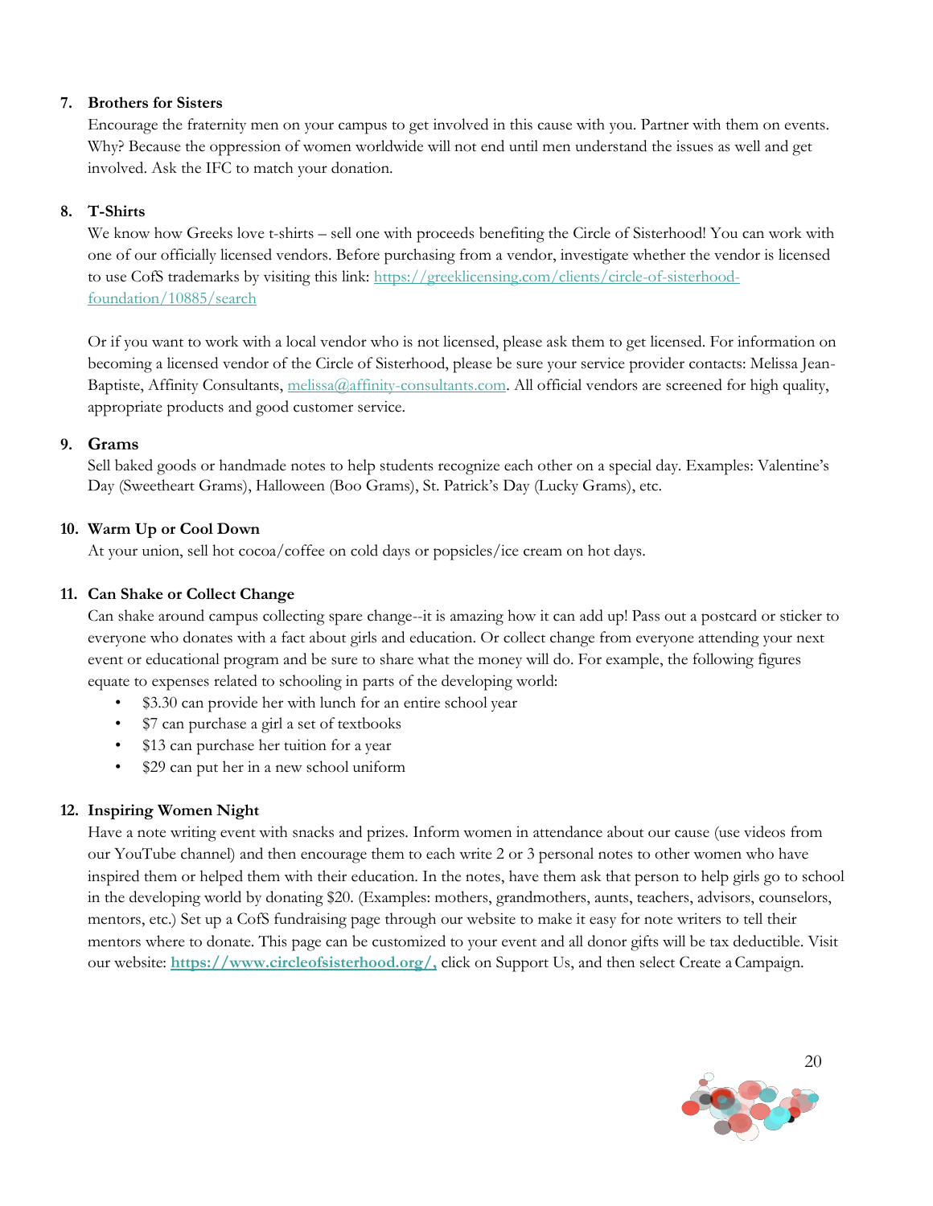7. **Brothers for Sisters**

   Encourage the fraternity men on your campus to get involved in this cause with you. Partner with them on events. Why? Because the oppression of women worldwide will not end until men understand the issues as well and get involved. Ask the IFC to match your donation.

8. **T-Shirts**

   We know how Greeks love t-shirts – sell one with proceeds benefiting the Circle of Sisterhood! You can work with one of our officially licensed vendors. Before purchasing from a vendor, investigate whether the vendor is licensed to use CofS trademarks by visiting this link: https://greeklicensing.com/clients/circle-of-sisterhood-foundation/10885/search

   Or if you want to work with a local vendor who is not licensed, please ask them to get licensed. For information on becoming a licensed vendor of the Circle of Sisterhood, please be sure your service provider contacts: Melissa Jean-Baptiste, Affinity Consultants, melissa@affinity-consultants.com. All official vendors are screened for high quality, appropriate products and good customer service.

9. **Grams**

   Sell baked goods or handmade notes to help students recognize each other on a special day. Examples: Valentine's Day (Sweetheart Grams), Halloween (Boo Grams), St. Patrick's Day (Lucky Grams), etc.

10. **Warm Up or Cool Down**

    At your union, sell hot cocoa/coffee on cold days or popsicles/ice cream on hot days.

11. **Can Shake or Collect Change**

    Can shake around campus collecting spare change--it is amazing how it can add up! Pass out a postcard or sticker to everyone who donates with a fact about girls and education. Or collect change from everyone attending your next event or educational program and be sure to share what the money will do. For example, the following figures equate to expenses related to schooling in parts of the developing world:

    - $3.30 can provide her with lunch for an entire school year
    - $7 can purchase a girl a set of textbooks
    - $13 can purchase her tuition for a year
    - $29 can put her in a new school uniform

12. **Inspiring Women Night**

    Have a note writing event with snacks and prizes. Inform women in attendance about our cause (use videos from our YouTube channel) and then encourage them to each write 2 or 3 personal notes to other women who have inspired them or helped them with their education. In the notes, have them ask that person to help girls go to school in the developing world by donating $20. (Examples: mothers, grandmothers, aunts, teachers, advisors, counselors, mentors, etc.) Set up a CofS fundraising page through our website to make it easy for note writers to tell their mentors where to donate. This page can be customized to your event and all donor gifts will be tax deductible. Visit our website: **https://www.circleofsisterhood.org/,** click on Support Us, and then select Create a Campaign.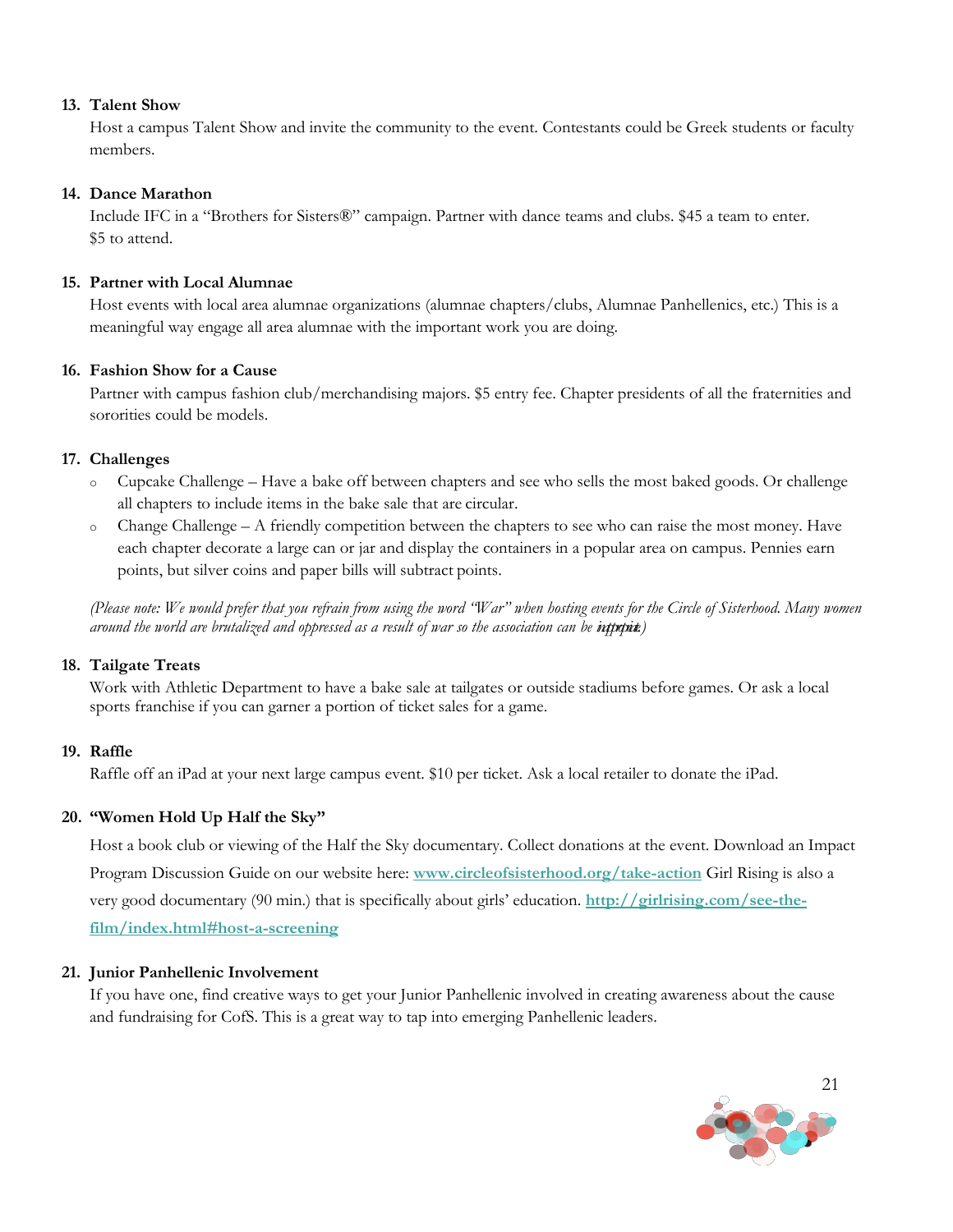13. **Talent Show**
    Host a campus Talent Show and invite the community to the event. Contestants could be Greek students or faculty members.

14. **Dance Marathon**
    Include IFC in a "Brothers for Sisters®" campaign. Partner with dance teams and clubs. $45 a team to enter. $5 to attend.

15. **Partner with Local Alumnae**
    Host events with local area alumnae organizations (alumnae chapters/clubs, Alumnae Panhellenics, etc.) This is a meaningful way engage all area alumnae with the important work you are doing.

16. **Fashion Show for a Cause**
    Partner with campus fashion club/merchandising majors. $5 entry fee. Chapter presidents of all the fraternities and sororities could be models.

17. **Challenges**
    - Cupcake Challenge – Have a bake off between chapters and see who sells the most baked goods. Or challenge all chapters to include items in the bake sale that are circular.
    - Change Challenge – A friendly competition between the chapters to see who can raise the most money. Have each chapter decorate a large can or jar and display the containers in a popular area on campus. Pennies earn points, but silver coins and paper bills will subtract points.

    *(Please note: We would prefer that you refrain from using the word "War" when hosting events for the Circle of Sisterhood. Many women around the world are brutalized and oppressed as a result of war so the association can be a trigger.)*

18. **Tailgate Treats**
    Work with Athletic Department to have a bake sale at tailgates or outside stadiums before games. Or ask a local sports franchise if you can garner a portion of ticket sales for a game.

19. **Raffle**
    Raffle off an iPad at your next large campus event. $10 per ticket. Ask a local retailer to donate the iPad.

20. **"Women Hold Up Half the Sky"**
    Host a book club or viewing of the Half the Sky documentary. Collect donations at the event. Download an Impact Program Discussion Guide on our website here: **www.circleofsisterhood.org/take-action** Girl Rising is also a very good documentary (90 min.) that is specifically about girls' education. **http://girlrising.com/see-the-film/index.html#host-a-screening**

21. **Junior Panhellenic Involvement**
    If you have one, find creative ways to get your Junior Panhellenic involved in creating awareness about the cause and fundraising for CofS. This is a great way to tap into emerging Panhellenic leaders.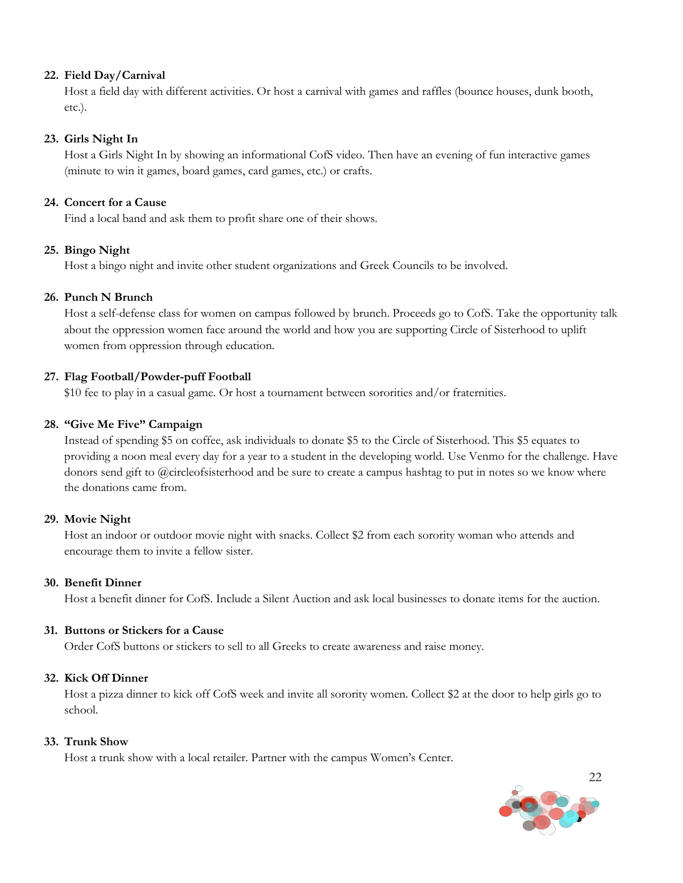22. **Field Day/Carnival**
    Host a field day with different activities. Or host a carnival with games and raffles (bounce houses, dunk booth, etc.).

23. **Girls Night In**
    Host a Girls Night In by showing an informational CofS video. Then have an evening of fun interactive games (minute to win it games, board games, card games, etc.) or crafts.

24. **Concert for a Cause**
    Find a local band and ask them to profit share one of their shows.

25. **Bingo Night**
    Host a bingo night and invite other student organizations and Greek Councils to be involved.

26. **Punch N Brunch**
    Host a self-defense class for women on campus followed by brunch. Proceeds go to CofS. Take the opportunity talk about the oppression women face around the world and how you are supporting Circle of Sisterhood to uplift women from oppression through education.

27. **Flag Football/Powder-puff Football**
    $10 fee to play in a casual game. Or host a tournament between sororities and/or fraternities.

28. **"Give Me Five" Campaign**
    Instead of spending $5 on coffee, ask individuals to donate $5 to the Circle of Sisterhood. This $5 equates to providing a noon meal every day for a year to a student in the developing world. Use Venmo for the challenge. Have donors send gift to @circleofsisterhood and be sure to create a campus hashtag to put in notes so we know where the donations came from.

29. **Movie Night**
    Host an indoor or outdoor movie night with snacks. Collect $2 from each sorority woman who attends and encourage them to invite a fellow sister.

30. **Benefit Dinner**
    Host a benefit dinner for CofS. Include a Silent Auction and ask local businesses to donate items for the auction.

31. **Buttons or Stickers for a Cause**
    Order CofS buttons or stickers to sell to all Greeks to create awareness and raise money.

32. **Kick Off Dinner**
    Host a pizza dinner to kick off CofS week and invite all sorority women. Collect $2 at the door to help girls go to school.

33. **Trunk Show**
    Host a trunk show with a local retailer. Partner with the campus Women's Center.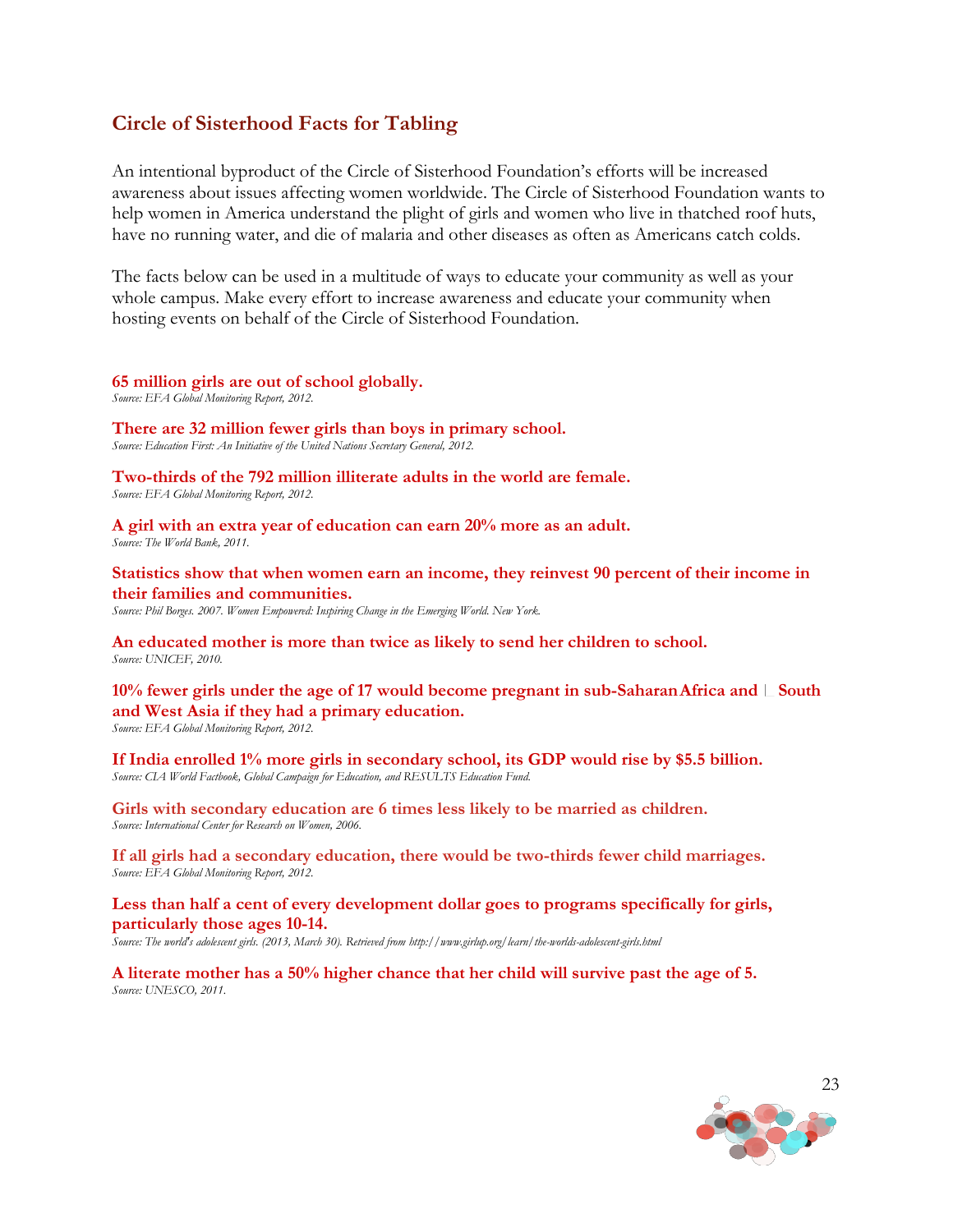## Circle of Sisterhood Facts for Tabling

An intentional byproduct of the Circle of Sisterhood Foundation's efforts will be increased awareness about issues affecting women worldwide. The Circle of Sisterhood Foundation wants to help women in America understand the plight of girls and women who live in thatched roof huts, have no running water, and die of malaria and other diseases as often as Americans catch colds.

The facts below can be used in a multitude of ways to educate your community as well as your whole campus. Make every effort to increase awareness and educate your community when hosting events on behalf of the Circle of Sisterhood Foundation.

**65 million girls are out of school globally.**
*Source: EFA Global Monitoring Report, 2012.*

**There are 32 million fewer girls than boys in primary school.**
*Source: Education First: An Initiative of the United Nations Secretary General, 2012.*

**Two-thirds of the 792 million illiterate adults in the world are female.**
*Source: EFA Global Monitoring Report, 2012.*

**A girl with an extra year of education can earn 20% more as an adult.**
*Source: The World Bank, 2011.*

**Statistics show that when women earn an income, they reinvest 90 percent of their income in their families and communities.**
*Source: Phil Borges. 2007. Women Empowered: Inspiring Change in the Emerging World. New York.*

**An educated mother is more than twice as likely to send her children to school.**
*Source: UNICEF, 2010.*

**10% fewer girls under the age of 17 would become pregnant in sub-Saharan Africa and South and West Asia if they had a primary education.**
*Source: EFA Global Monitoring Report, 2012.*

**If India enrolled 1% more girls in secondary school, its GDP would rise by $5.5 billion.**
*Source: CIA World Factbook, Global Campaign for Education, and RESULTS Education Fund.*

**Girls with secondary education are 6 times less likely to be married as children.**
*Source: International Center for Research on Women, 2006.*

**If all girls had a secondary education, there would be two-thirds fewer child marriages.**
*Source: EFA Global Monitoring Report, 2012.*

**Less than half a cent of every development dollar goes to programs specifically for girls, particularly those ages 10-14.**
*Source: The world's adolescent girls. (2013, March 30). Retrieved from http://www.girlup.org/learn/the-worlds-adolescent-girls.html*

**A literate mother has a 50% higher chance that her child will survive past the age of 5.**
*Source: UNESCO, 2011.*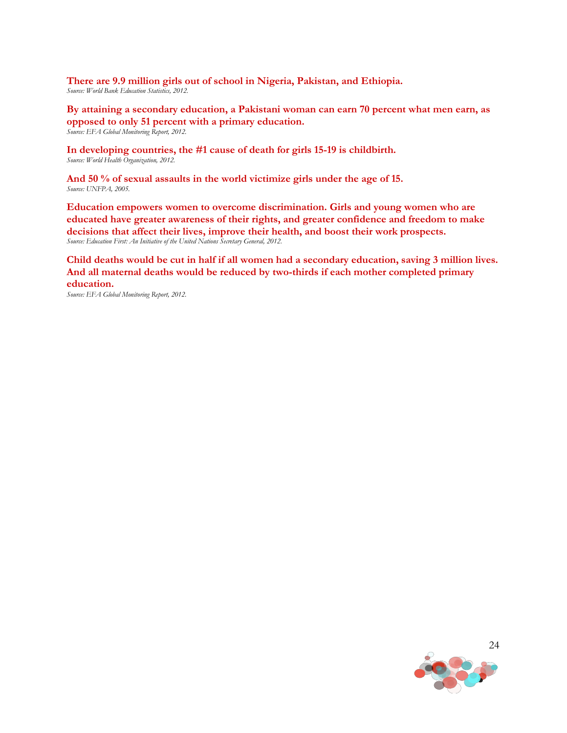**There are 9.9 million girls out of school in Nigeria, Pakistan, and Ethiopia.**
*Source: World Bank Education Statistics, 2012.*

**By attaining a secondary education, a Pakistani woman can earn 70 percent what men earn, as opposed to only 51 percent with a primary education.**
*Source: EFA Global Monitoring Report, 2012.*

**In developing countries, the #1 cause of death for girls 15-19 is childbirth.**
*Source: World Health Organization, 2012.*

**And 50 % of sexual assaults in the world victimize girls under the age of 15.**
*Source: UNFPA, 2005.*

**Education empowers women to overcome discrimination. Girls and young women who are educated have greater awareness of their rights, and greater confidence and freedom to make decisions that affect their lives, improve their health, and boost their work prospects.**
*Source: Education First: An Initiative of the United Nations Secretary General, 2012.*

**Child deaths would be cut in half if all women had a secondary education, saving 3 million lives. And all maternal deaths would be reduced by two-thirds if each mother completed primary education.**
*Source: EFA Global Monitoring Report, 2012.*